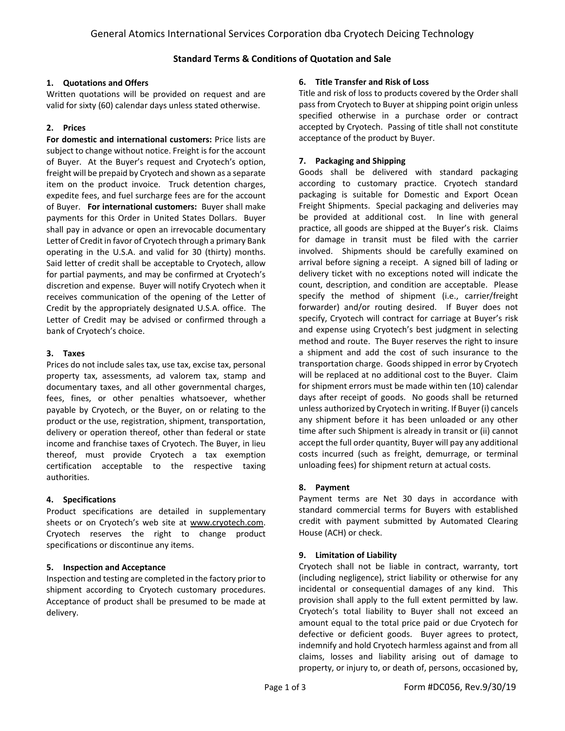# General Atomics International Services Corporation dba Cryotech Deicing Technology

## Standard Terms & Conditions of Quotation and Sale

### 1. Quotations and Offers

Written quotations will be provided on request and are valid for sixty (60) calendar days unless stated otherwise.

### 2. Prices

**For domestic and international customers:** Price lists are subject to change without notice. Freight is for the account of Buyer. At the Buyer's request and Cryotech's option, freight will be prepaid by Cryotech and shown as a separate item on the product invoice. Truck detention charges, expedite fees, and fuel surcharge fees are for the account of Buyer. **For international customers:** Buyer shall make payments for this Order in United States Dollars. Buyer shall pay in advance or open an irrevocable documentary Letter of Credit in favor of Cryotech through a primary Bank operating in the U.S.A. and valid for 30 (thirty) months. Said letter of credit shall be acceptable to Cryotech, allow for partial payments, and may be confirmed at Cryotech's discretion and expense. Buyer will notify Cryotech when it receives communication of the opening of the Letter of Credit by the appropriately designated U.S.A. office. The Letter of Credit may be advised or confirmed through a bank of Cryotech's choice.

### 3. Taxes

Prices do not include sales tax, use tax, excise tax, personal property tax, assessments, ad valorem tax, stamp and documentary taxes, and all other governmental charges, fees, fines, or other penalties whatsoever, whether payable by Cryotech, or the Buyer, on or relating to the product or the use, registration, shipment, transportation, delivery or operation thereof, other than federal or state income and franchise taxes of Cryotech. The Buyer, in lieu thereof, must provide Cryotech a tax exemption certification acceptable to the respective taxing authorities.

### 4. Specifications

Product specifications are detailed in supplementary sheets or on Cryotech's web site at www.cryotech.com. Cryotech reserves the right to change product specifications or discontinue any items.

### 5. Inspection and Acceptance

Inspection and testing are completed in the factory prior to shipment according to Cryotech customary procedures. Acceptance of product shall be presumed to be made at delivery.

### 6. Title Transfer and Risk of Loss

Title and risk of loss to products covered by the Order shall pass from Cryotech to Buyer at shipping point origin unless specified otherwise in a purchase order or contract accepted by Cryotech. Passing of title shall not constitute acceptance of the product by Buyer.

### 7. Packaging and Shipping

Goods shall be delivered with standard packaging according to customary practice. Cryotech standard packaging is suitable for Domestic and Export Ocean Freight Shipments. Special packaging and deliveries may be provided at additional cost. In line with general practice, all goods are shipped at the Buyer's risk. Claims for damage in transit must be filed with the carrier involved. Shipments should be carefully examined on arrival before signing a receipt. A signed bill of lading or delivery ticket with no exceptions noted will indicate the count, description, and condition are acceptable. Please specify the method of shipment (i.e., carrier/freight forwarder) and/or routing desired. If Buyer does not specify, Cryotech will contract for carriage at Buyer's risk and expense using Cryotech's best judgment in selecting method and route. The Buyer reserves the right to insure a shipment and add the cost of such insurance to the transportation charge. Goods shipped in error by Cryotech will be replaced at no additional cost to the Buyer. Claim for shipment errors must be made within ten (10) calendar days after receipt of goods. No goods shall be returned unless authorized by Cryotech in writing. If Buyer (i) cancels any shipment before it has been unloaded or any other time after such Shipment is already in transit or (ii) cannot accept the full order quantity, Buyer will pay any additional costs incurred (such as freight, demurrage, or terminal unloading fees) for shipment return at actual costs.

### 8. Payment

Payment terms are Net 30 days in accordance with standard commercial terms for Buyers with established credit with payment submitted by Automated Clearing House (ACH) or check.

### 9. Limitation of Liability

Cryotech shall not be liable in contract, warranty, tort (including negligence), strict liability or otherwise for any incidental or consequential damages of any kind. This provision shall apply to the full extent permitted by law. Cryotech's total liability to Buyer shall not exceed an amount equal to the total price paid or due Cryotech for defective or deficient goods. Buyer agrees to protect, indemnify and hold Cryotech harmless against and from all claims, losses and liability arising out of damage to property, or injury to, or death of, persons, occasioned by,

Form #DC056, Rev.9/30/19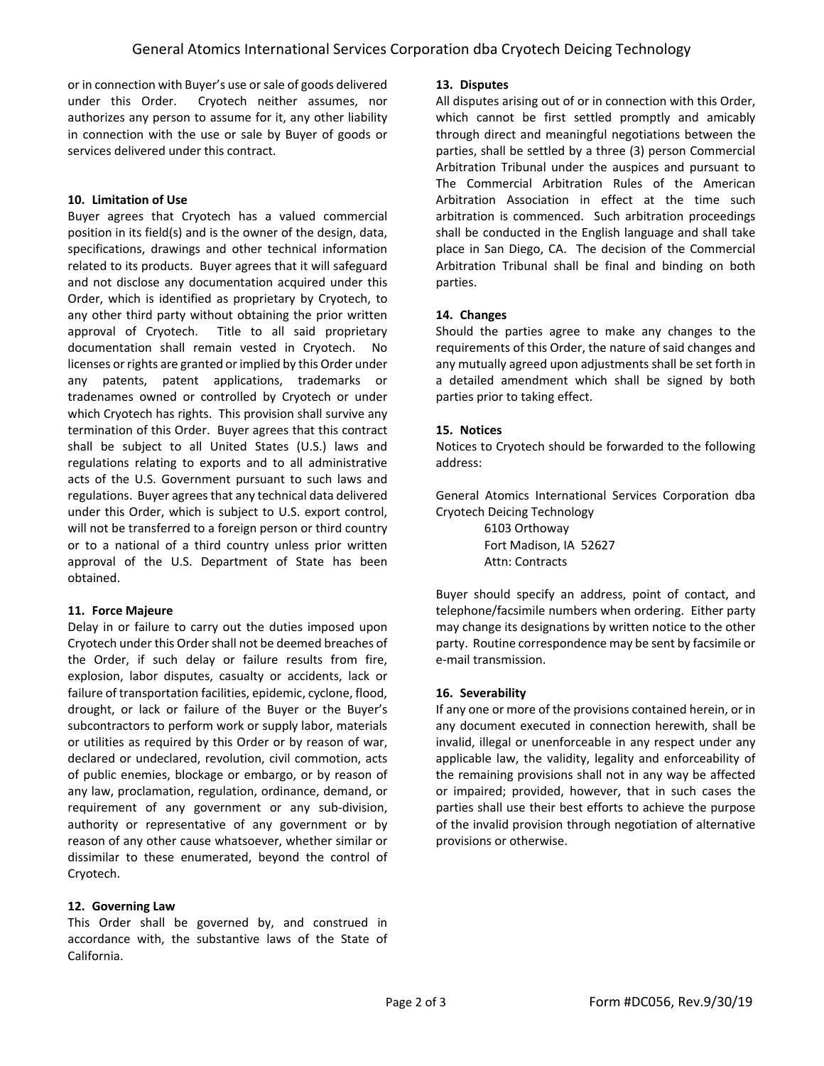or in connection with Buyer's use or sale of goods delivered under this Order. Cryotech neither assumes, nor authorizes any person to assume for it, any other liability in connection with the use or sale by Buyer of goods or services delivered under this contract.

**10. Limitation of Use**

Buyer agrees that Cryotech has a valued commercial position in its field(s) and is the owner of the design, data, specifications, drawings and other technical information related to its products. Buyer agrees that it will safeguard and not disclose any documentation acquired under this Order, which is identified as proprietary by Cryotech, to any other third party without obtaining the prior written approval of Cryotech. Title to all said proprietary documentation shall remain vested in Cryotech. No licenses or rights are granted or implied by this Order under any patents, patent applications, trademarks or tradenames owned or controlled by Cryotech or under which Cryotech has rights. This provision shall survive any termination of this Order. Buyer agrees that this contract shall be subject to all United States (U.S.) laws and regulations relating to exports and to all administrative acts of the U.S. Government pursuant to such laws and regulations. Buyer agrees that any technical data delivered under this Order, which is subject to U.S. export control, will not be transferred to a foreign person or third country or to a national of a third country unless prior written approval of the U.S. Department of State has been obtained.

**11. Force Majeure**

Delay in or failure to carry out the duties imposed upon Cryotech under this Order shall not be deemed breaches of the Order, if such delay or failure results from fire, explosion, labor disputes, casualty or accidents, lack or failure of transportation facilities, epidemic, cyclone, flood, drought, or lack or failure of the Buyer or the Buyer's subcontractors to perform work or supply labor, materials or utilities as required by this Order or by reason of war, declared or undeclared, revolution, civil commotion, acts of public enemies, blockage or embargo, or by reason of any law, proclamation, regulation, ordinance, demand, or requirement of any government or any sub-division, authority or representative of any government or by reason of any other cause whatsoever, whether similar or dissimilar to these enumerated, beyond the control of Cryotech.

**12. Governing Law**

This Order shall be governed by, and construed in accordance with, the substantive laws of the State of California.

**13. Disputes**

All disputes arising out of or in connection with this Order, which cannot be first settled promptly and amicably through direct and meaningful negotiations between the parties, shall be settled by a three (3) person Commercial Arbitration Tribunal under the auspices and pursuant to The Commercial Arbitration Rules of the American Arbitration Association in effect at the time such arbitration is commenced. Such arbitration proceedings shall be conducted in the English language and shall take place in San Diego, CA. The decision of the Commercial Arbitration Tribunal shall be final and binding on both parties.

**14. Changes**

Should the parties agree to make any changes to the requirements of this Order, the nature of said changes and any mutually agreed upon adjustments shall be set forth in a detailed amendment which shall be signed by both parties prior to taking effect.

**15. Notices**

Notices to Cryotech should be forwarded to the following address:

General Atomics International Services Corporation dba Cryotech Deicing Technology
6103 Orthoway
Fort Madison, IA 52627
Attn: Contracts

Buyer should specify an address, point of contact, and telephone/facsimile numbers when ordering. Either party may change its designations by written notice to the other party. Routine correspondence may be sent by facsimile or e-mail transmission.

**16. Severability**

If any one or more of the provisions contained herein, or in any document executed in connection herewith, shall be invalid, illegal or unenforceable in any respect under any applicable law, the validity, legality and enforceability of the remaining provisions shall not in any way be affected or impaired; provided, however, that in such cases the parties shall use their best efforts to achieve the purpose of the invalid provision through negotiation of alternative provisions or otherwise.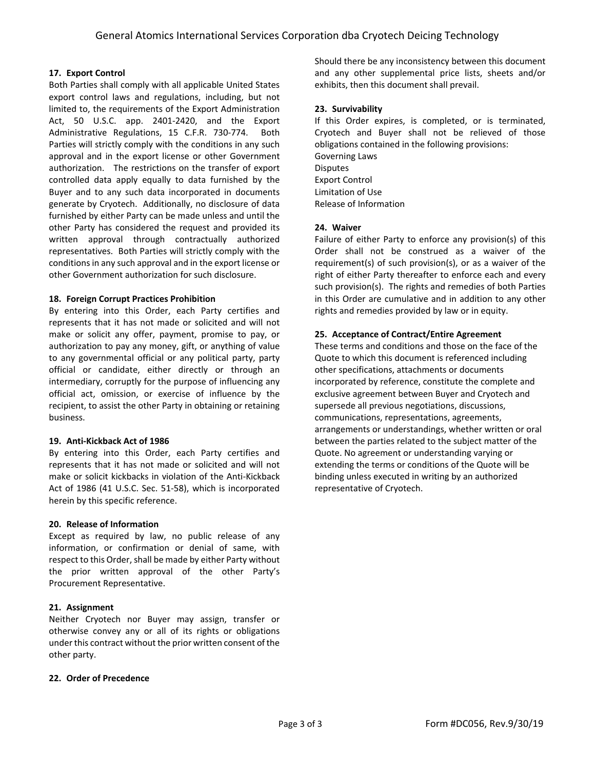### 17. Export Control

Both Parties shall comply with all applicable United States export control laws and regulations, including, but not limited to, the requirements of the Export Administration Act, 50 U.S.C. app. 2401-2420, and the Export Administrative Regulations, 15 C.F.R. 730-774. Both Parties will strictly comply with the conditions in any such approval and in the export license or other Government authorization. The restrictions on the transfer of export controlled data apply equally to data furnished by the Buyer and to any such data incorporated in documents generate by Cryotech. Additionally, no disclosure of data furnished by either Party can be made unless and until the other Party has considered the request and provided its written approval through contractually authorized representatives. Both Parties will strictly comply with the conditions in any such approval and in the export license or other Government authorization for such disclosure.

### 18. Foreign Corrupt Practices Prohibition

By entering into this Order, each Party certifies and represents that it has not made or solicited and will not make or solicit any offer, payment, promise to pay, or authorization to pay any money, gift, or anything of value to any governmental official or any political party, party official or candidate, either directly or through an intermediary, corruptly for the purpose of influencing any official act, omission, or exercise of influence by the recipient, to assist the other Party in obtaining or retaining business.

### 19. Anti-Kickback Act of 1986

By entering into this Order, each Party certifies and represents that it has not made or solicited and will not make or solicit kickbacks in violation of the Anti-Kickback Act of 1986 (41 U.S.C. Sec. 51-58), which is incorporated herein by this specific reference.

### 20. Release of Information

Except as required by law, no public release of any information, or confirmation or denial of same, with respect to this Order, shall be made by either Party without the prior written approval of the other Party's Procurement Representative.

### 21. Assignment

Neither Cryotech nor Buyer may assign, transfer or otherwise convey any or all of its rights or obligations under this contract without the prior written consent of the other party.

### 22. Order of Precedence

Should there be any inconsistency between this document and any other supplemental price lists, sheets and/or exhibits, then this document shall prevail.

### 23. Survivability

If this Order expires, is completed, or is terminated, Cryotech and Buyer shall not be relieved of those obligations contained in the following provisions:

Governing Laws
Disputes
Export Control
Limitation of Use
Release of Information

### 24. Waiver

Failure of either Party to enforce any provision(s) of this Order shall not be construed as a waiver of the requirement(s) of such provision(s), or as a waiver of the right of either Party thereafter to enforce each and every such provision(s). The rights and remedies of both Parties in this Order are cumulative and in addition to any other rights and remedies provided by law or in equity.

### 25. Acceptance of Contract/Entire Agreement

These terms and conditions and those on the face of the Quote to which this document is referenced including other specifications, attachments or documents incorporated by reference, constitute the complete and exclusive agreement between Buyer and Cryotech and supersede all previous negotiations, discussions, communications, representations, agreements, arrangements or understandings, whether written or oral between the parties related to the subject matter of the Quote. No agreement or understanding varying or extending the terms or conditions of the Quote will be binding unless executed in writing by an authorized representative of Cryotech.